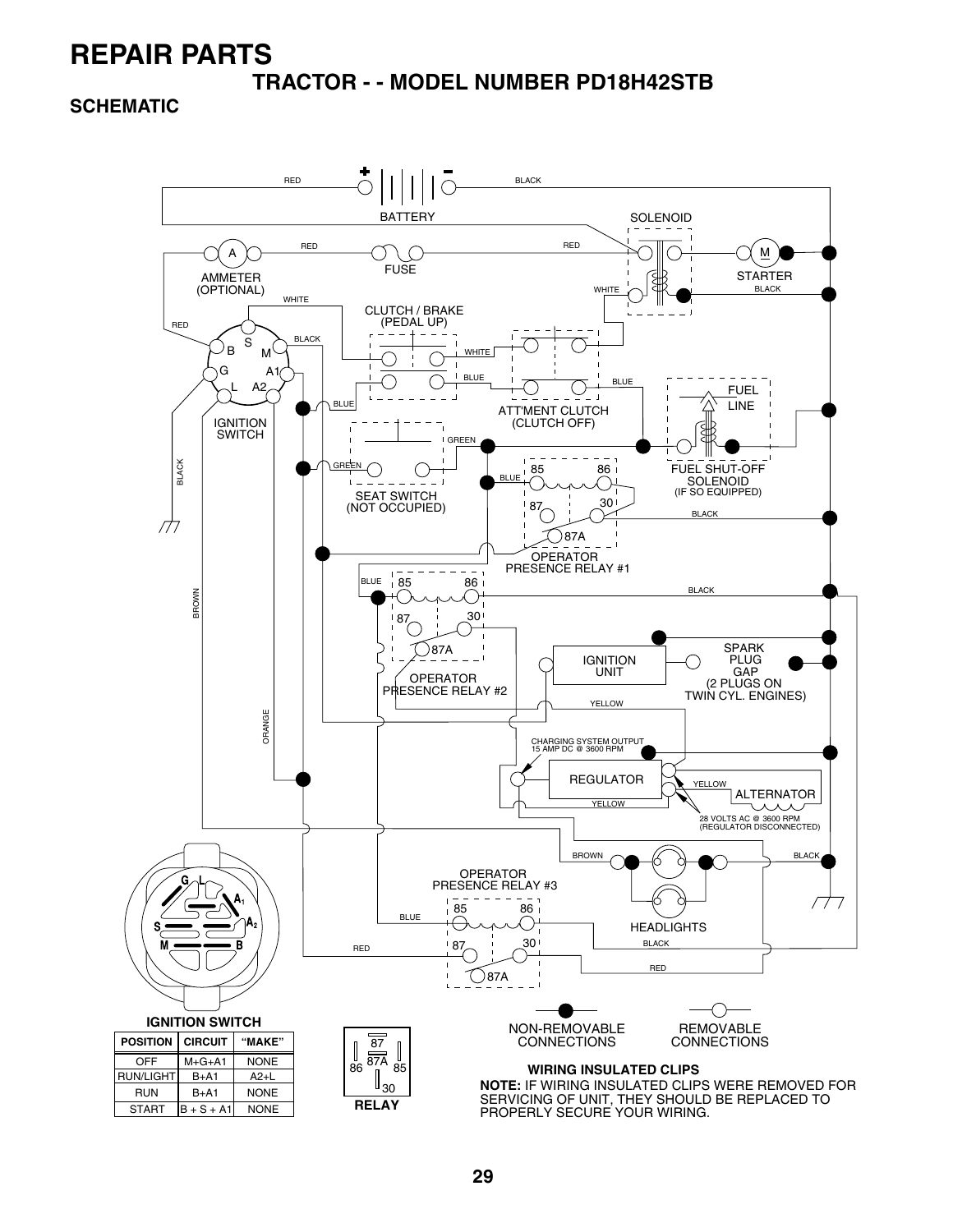# REPAIR PARTS

## TRACTOR - - MODEL NUMBER PD18H42STB

### SCHEMATIC

BATTERY

SOLENOID

AMMETER (OPTIONAL)

FUSE

STARTER

CLUTCH / BRAKE (PEDAL UP)

IGNITION SWITCH

ATT'MENT CLUTCH (CLUTCH OFF)

FUEL LINE

SEAT SWITCH (NOT OCCUPIED)

FUEL SHUT-OFF SOLENOID (IF SO EQUIPPED)

OPERATOR PRESENCE RELAY #1

OPERATOR PRESENCE RELAY #2

IGNITION UNIT

SPARK PLUG GAP (2 PLUGS ON TWIN CYL. ENGINES)

CHARGING SYSTEM OUTPUT 15 AMP DC @ 3600 RPM

REGULATOR

ALTERNATOR

28 VOLTS AC @ 3600 RPM (REGULATOR DISCONNECTED)

OPERATOR PRESENCE RELAY #3

HEADLIGHTS

**IGNITION SWITCH**

| POSITION | CIRCUIT | "MAKE" |
|---|---|---|
| OFF | M+G+A1 | NONE |
| RUN/LIGHT | B+A1 | A2+L |
| RUN | B+A1 | NONE |
| START | B + S + A1 | NONE |

**RELAY**

NON-REMOVABLE CONNECTIONS

REMOVABLE CONNECTIONS

**WIRING INSULATED CLIPS**

**NOTE:** IF WIRING INSULATED CLIPS WERE REMOVED FOR SERVICING OF UNIT, THEY SHOULD BE REPLACED TO PROPERLY SECURE YOUR WIRING.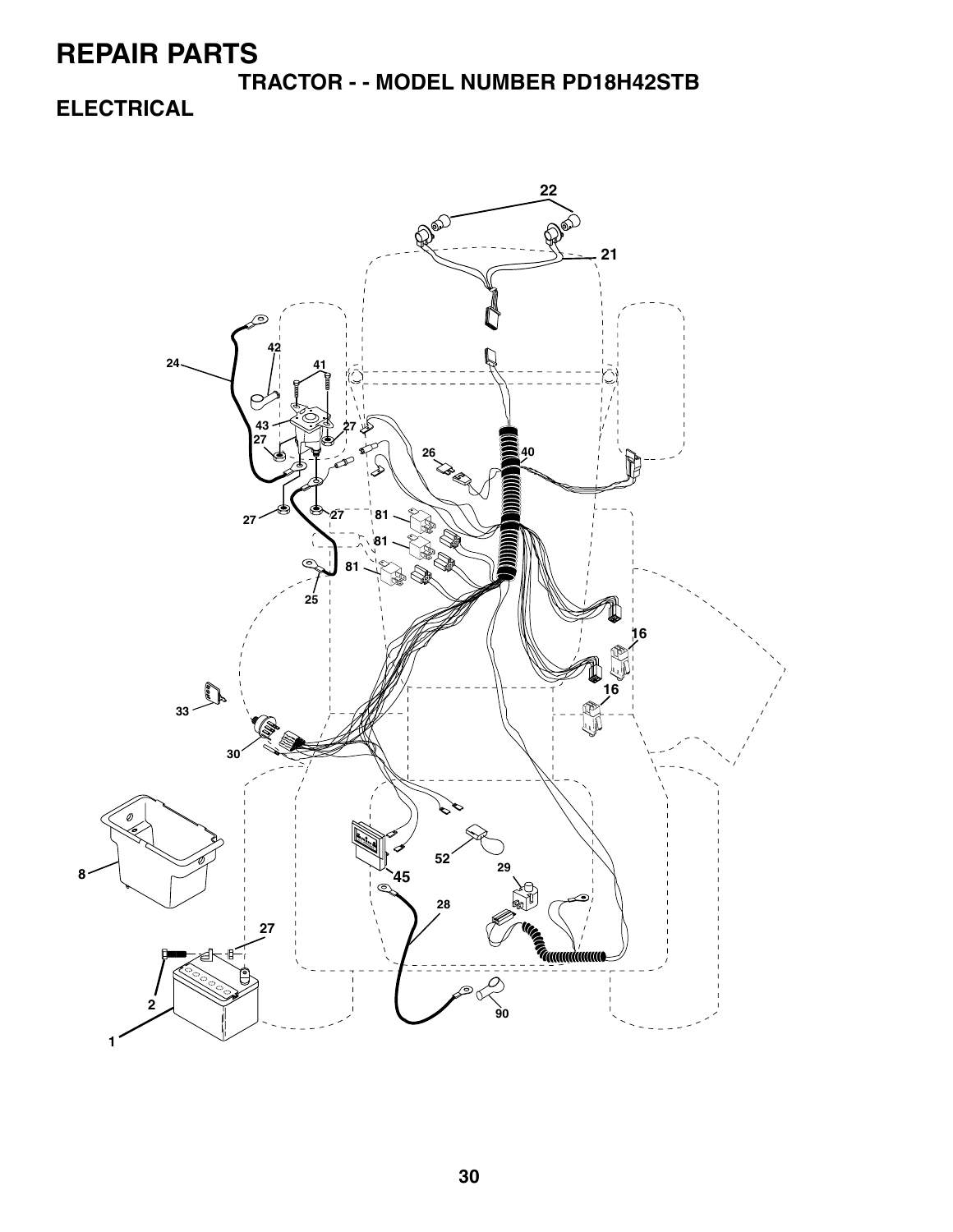# REPAIR PARTS

## TRACTOR - - MODEL NUMBER PD18H42STB

## ELECTRICAL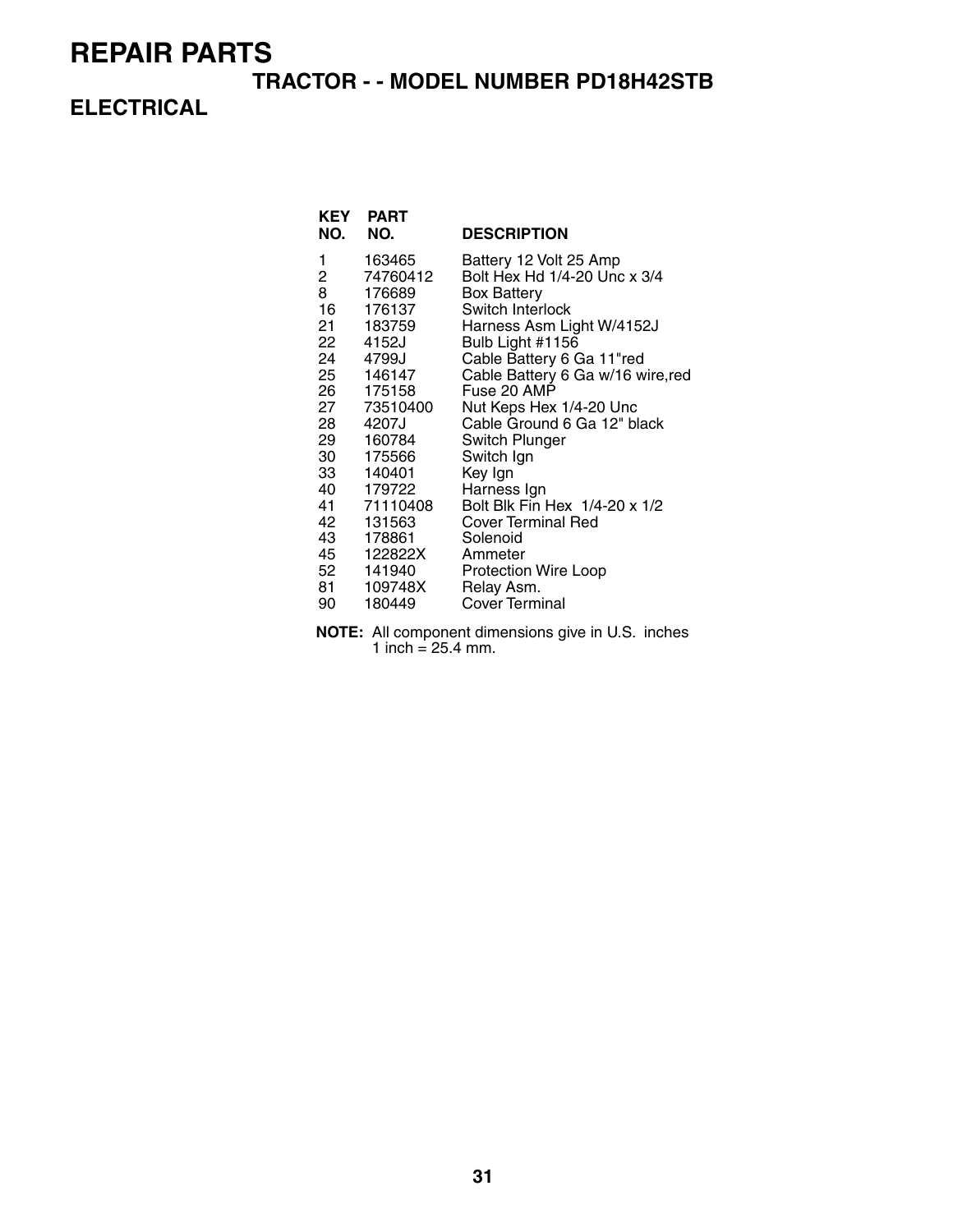# REPAIR PARTS

## TRACTOR - - MODEL NUMBER PD18H42STB

## ELECTRICAL

| KEY NO. | PART NO. | DESCRIPTION |
|---|---|---|
| 1 | 163465 | Battery 12 Volt 25 Amp |
| 2 | 74760412 | Bolt Hex Hd 1/4-20 Unc x 3/4 |
| 8 | 176689 | Box Battery |
| 16 | 176137 | Switch Interlock |
| 21 | 183759 | Harness Asm Light W/4152J |
| 22 | 4152J | Bulb Light #1156 |
| 24 | 4799J | Cable Battery 6 Ga 11"red |
| 25 | 146147 | Cable Battery 6 Ga w/16 wire,red |
| 26 | 175158 | Fuse 20 AMP |
| 27 | 73510400 | Nut Keps Hex 1/4-20 Unc |
| 28 | 4207J | Cable Ground 6 Ga 12" black |
| 29 | 160784 | Switch Plunger |
| 30 | 175566 | Switch Ign |
| 33 | 140401 | Key Ign |
| 40 | 179722 | Harness Ign |
| 41 | 71110408 | Bolt Blk Fin Hex 1/4-20 x 1/2 |
| 42 | 131563 | Cover Terminal Red |
| 43 | 178861 | Solenoid |
| 45 | 122822X | Ammeter |
| 52 | 141940 | Protection Wire Loop |
| 81 | 109748X | Relay Asm. |
| 90 | 180449 | Cover Terminal |

**NOTE:** All component dimensions give in U.S. inches
1 inch = 25.4 mm.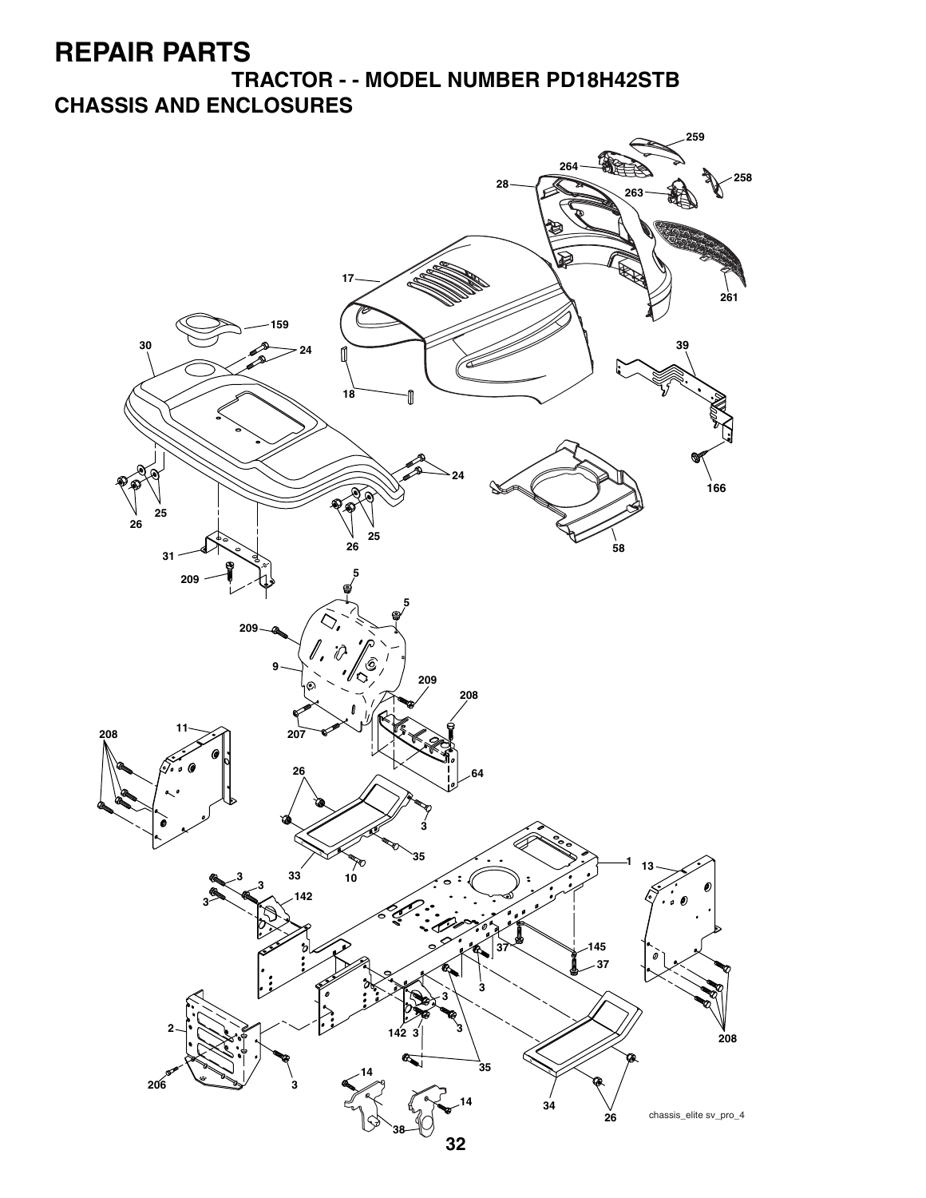# REPAIR PARTS

## TRACTOR - - MODEL NUMBER PD18H42STB

## CHASSIS AND ENCLOSURES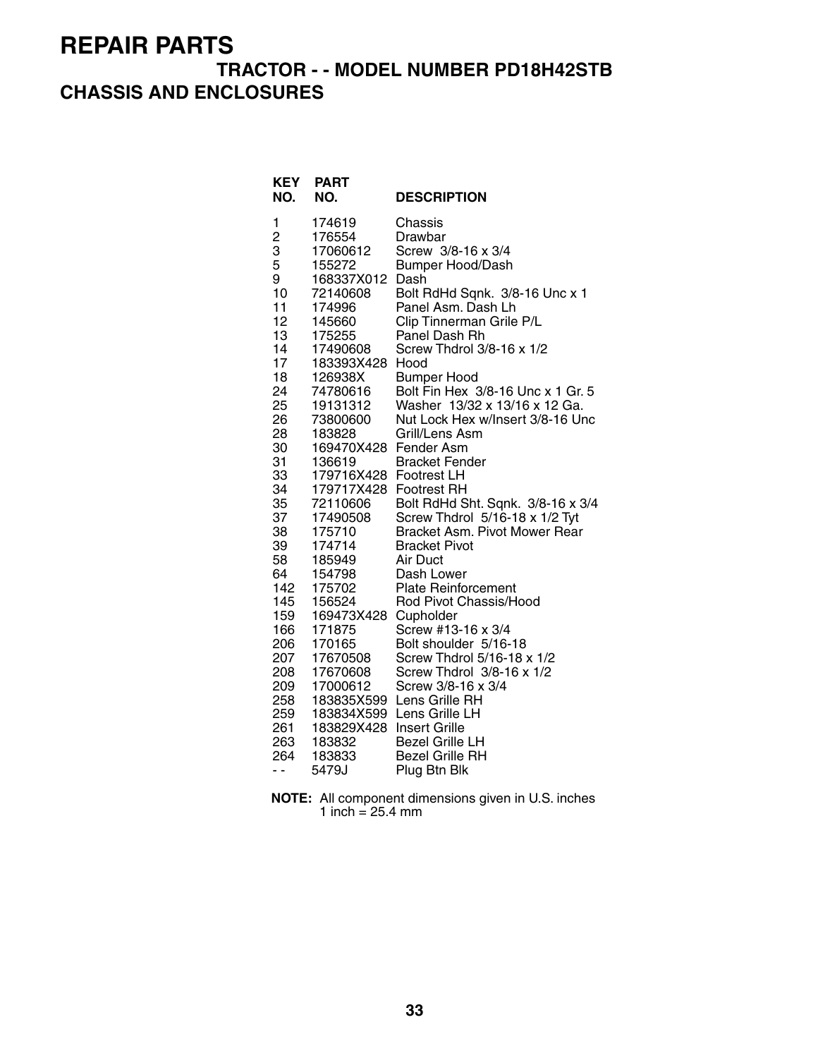# REPAIR PARTS

## TRACTOR - - MODEL NUMBER PD18H42STB

## CHASSIS AND ENCLOSURES

| KEY NO. | PART NO. | DESCRIPTION |
|---|---|---|
| 1 | 174619 | Chassis |
| 2 | 176554 | Drawbar |
| 3 | 17060612 | Screw 3/8-16 x 3/4 |
| 5 | 155272 | Bumper Hood/Dash |
| 9 | 168337X012 | Dash |
| 10 | 72140608 | Bolt RdHd Sqnk. 3/8-16 Unc x 1 |
| 11 | 174996 | Panel Asm. Dash Lh |
| 12 | 145660 | Clip Tinnerman Grile P/L |
| 13 | 175255 | Panel Dash Rh |
| 14 | 17490608 | Screw Thdrol 3/8-16 x 1/2 |
| 17 | 183393X428 | Hood |
| 18 | 126938X | Bumper Hood |
| 24 | 74780616 | Bolt Fin Hex 3/8-16 Unc x 1 Gr. 5 |
| 25 | 19131312 | Washer 13/32 x 13/16 x 12 Ga. |
| 26 | 73800600 | Nut Lock Hex w/Insert 3/8-16 Unc |
| 28 | 183828 | Grill/Lens Asm |
| 30 | 169470X428 | Fender Asm |
| 31 | 136619 | Bracket Fender |
| 33 | 179716X428 | Footrest LH |
| 34 | 179717X428 | Footrest RH |
| 35 | 72110606 | Bolt RdHd Sht. Sqnk. 3/8-16 x 3/4 |
| 37 | 17490508 | Screw Thdrol 5/16-18 x 1/2 Tyt |
| 38 | 175710 | Bracket Asm. Pivot Mower Rear |
| 39 | 174714 | Bracket Pivot |
| 58 | 185949 | Air Duct |
| 64 | 154798 | Dash Lower |
| 142 | 175702 | Plate Reinforcement |
| 145 | 156524 | Rod Pivot Chassis/Hood |
| 159 | 169473X428 | Cupholder |
| 166 | 171875 | Screw #13-16 x 3/4 |
| 206 | 170165 | Bolt shoulder 5/16-18 |
| 207 | 17670508 | Screw Thdrol 5/16-18 x 1/2 |
| 208 | 17670608 | Screw Thdrol 3/8-16 x 1/2 |
| 209 | 17000612 | Screw 3/8-16 x 3/4 |
| 258 | 183835X599 | Lens Grille RH |
| 259 | 183834X599 | Lens Grille LH |
| 261 | 183829X428 | Insert Grille |
| 263 | 183832 | Bezel Grille LH |
| 264 | 183833 | Bezel Grille RH |
| - - | 5479J | Plug Btn Blk |

**NOTE:** All component dimensions given in U.S. inches
1 inch = 25.4 mm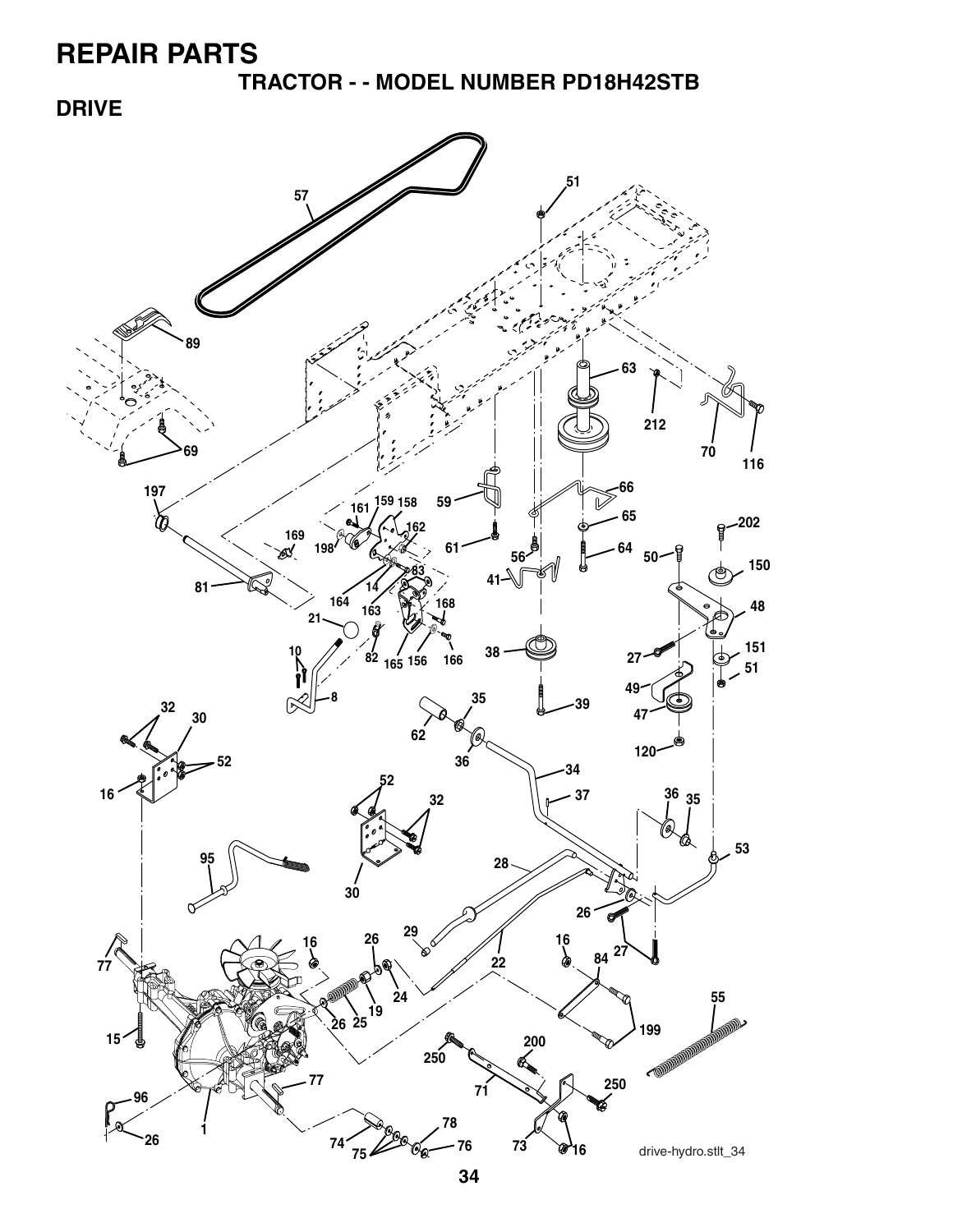# REPAIR PARTS

## TRACTOR - - MODEL NUMBER PD18H42STB

### DRIVE

drive-hydro.stlt_34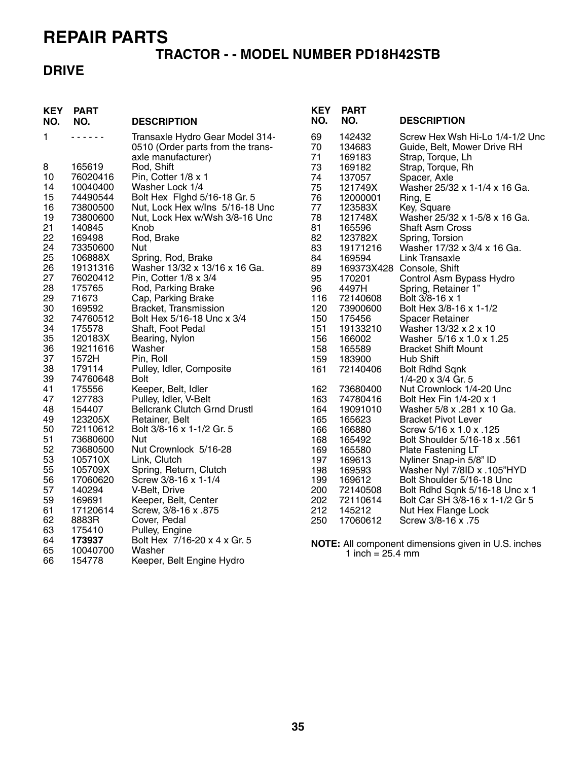# REPAIR PARTS

## TRACTOR - - MODEL NUMBER PD18H42STB

## DRIVE

| KEY NO. | PART NO. | DESCRIPTION |
|---|---|---|
| 1 | - - - - - - | Transaxle Hydro Gear Model 314-0510 (Order parts from the trans-axle manufacturer) |
| 8 | 165619 | Rod, Shift |
| 10 | 76020416 | Pin, Cotter 1/8 x 1 |
| 14 | 10040400 | Washer Lock 1/4 |
| 15 | 74490544 | Bolt Hex Flghd 5/16-18 Gr. 5 |
| 16 | 73800500 | Nut, Lock Hex w/Ins 5/16-18 Unc |
| 19 | 73800600 | Nut, Lock Hex w/Wsh 3/8-16 Unc |
| 21 | 140845 | Knob |
| 22 | 169498 | Rod, Brake |
| 24 | 73350600 | Nut |
| 25 | 106888X | Spring, Rod, Brake |
| 26 | 19131316 | Washer 13/32 x 13/16 x 16 Ga. |
| 27 | 76020412 | Pin, Cotter 1/8 x 3/4 |
| 28 | 175765 | Rod, Parking Brake |
| 29 | 71673 | Cap, Parking Brake |
| 30 | 169592 | Bracket, Transmission |
| 32 | 74760512 | Bolt Hex 5/16-18 Unc x 3/4 |
| 34 | 175578 | Shaft, Foot Pedal |
| 35 | 120183X | Bearing, Nylon |
| 36 | 19211616 | Washer |
| 37 | 1572H | Pin, Roll |
| 38 | 179114 | Pulley, Idler, Composite |
| 39 | 74760648 | Bolt |
| 41 | 175556 | Keeper, Belt, Idler |
| 47 | 127783 | Pulley, Idler, V-Belt |
| 48 | 154407 | Bellcrank Clutch Grnd Drustl |
| 49 | 123205X | Retainer, Belt |
| 50 | 72110612 | Bolt 3/8-16 x 1-1/2 Gr. 5 |
| 51 | 73680600 | Nut |
| 52 | 73680500 | Nut Crownlock 5/16-28 |
| 53 | 105710X | Link, Clutch |
| 55 | 105709X | Spring, Return, Clutch |
| 56 | 17060620 | Screw 3/8-16 x 1-1/4 |
| 57 | 140294 | V-Belt, Drive |
| 59 | 169691 | Keeper, Belt, Center |
| 61 | 17120614 | Screw, 3/8-16 x .875 |
| 62 | 8883R | Cover, Pedal |
| 63 | 175410 | Pulley, Engine |
| 64 | **173937** | Bolt Hex 7/16-20 x 4 x Gr. 5 |
| 65 | 10040700 | Washer |
| 66 | 154778 | Keeper, Belt Engine Hydro |
| 69 | 142432 | Screw Hex Wsh Hi-Lo 1/4-1/2 Unc |
| 70 | 134683 | Guide, Belt, Mower Drive RH |
| 71 | 169183 | Strap, Torque, Lh |
| 73 | 169182 | Strap, Torque, Rh |
| 74 | 137057 | Spacer, Axle |
| 75 | 121749X | Washer 25/32 x 1-1/4 x 16 Ga. |
| 76 | 12000001 | Ring, E |
| 77 | 123583X | Key, Square |
| 78 | 121748X | Washer 25/32 x 1-5/8 x 16 Ga. |
| 81 | 165596 | Shaft Asm Cross |
| 82 | 123782X | Spring, Torsion |
| 83 | 19171216 | Washer 17/32 x 3/4 x 16 Ga. |
| 84 | 169594 | Link Transaxle |
| 89 | 169373X428 | Console, Shift |
| 95 | 170201 | Control Asm Bypass Hydro |
| 96 | 4497H | Spring, Retainer 1" |
| 116 | 72140608 | Bolt 3/8-16 x 1 |
| 120 | 73900600 | Bolt Hex 3/8-16 x 1-1/2 |
| 150 | 175456 | Spacer Retainer |
| 151 | 19133210 | Washer 13/32 x 2 x 10 |
| 156 | 166002 | Washer 5/16 x 1.0 x 1.25 |
| 158 | 165589 | Bracket Shift Mount |
| 159 | 183900 | Hub Shift |
| 161 | 72140406 | Bolt Rdhd Sqnk 1/4-20 x 3/4 Gr. 5 |
| 162 | 73680400 | Nut Crownlock 1/4-20 Unc |
| 163 | 74780416 | Bolt Hex Fin 1/4-20 x 1 |
| 164 | 19091010 | Washer 5/8 x .281 x 10 Ga. |
| 165 | 165623 | Bracket Pivot Lever |
| 166 | 166880 | Screw 5/16 x 1.0 x .125 |
| 168 | 165492 | Bolt Shoulder 5/16-18 x .561 |
| 169 | 165580 | Plate Fastening LT |
| 197 | 169613 | Nyliner Snap-in 5/8" ID |
| 198 | 169593 | Washer Nyl 7/8ID x .105"HYD |
| 199 | 169612 | Bolt Shoulder 5/16-18 Unc |
| 200 | 72140508 | Bolt Rdhd Sqnk 5/16-18 Unc x 1 |
| 202 | 72110614 | Bolt Car SH 3/8-16 x 1-1/2 Gr 5 |
| 212 | 145212 | Nut Hex Flange Lock |
| 250 | 17060612 | Screw 3/8-16 x .75 |

**NOTE:** All component dimensions given in U.S. inches
1 inch = 25.4 mm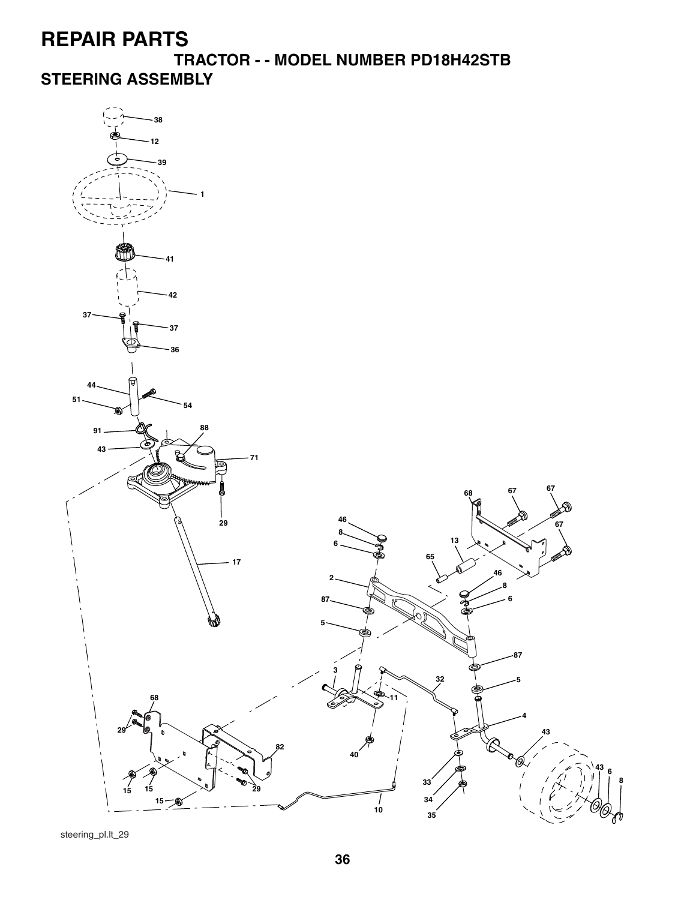# REPAIR PARTS

## TRACTOR - - MODEL NUMBER PD18H42STB

## STEERING ASSEMBLY

38
12
39
1
41
42
37
37
36
44
51
54
91
88
43
71
29
17
46
8
6
2
87
5
68
67
67
67
13
65
46
8
6
87
5
3
32
11
4
43
68
29
82
40
43
6
8
33
34
35
15
15
15
29
10

steering_pl.lt_29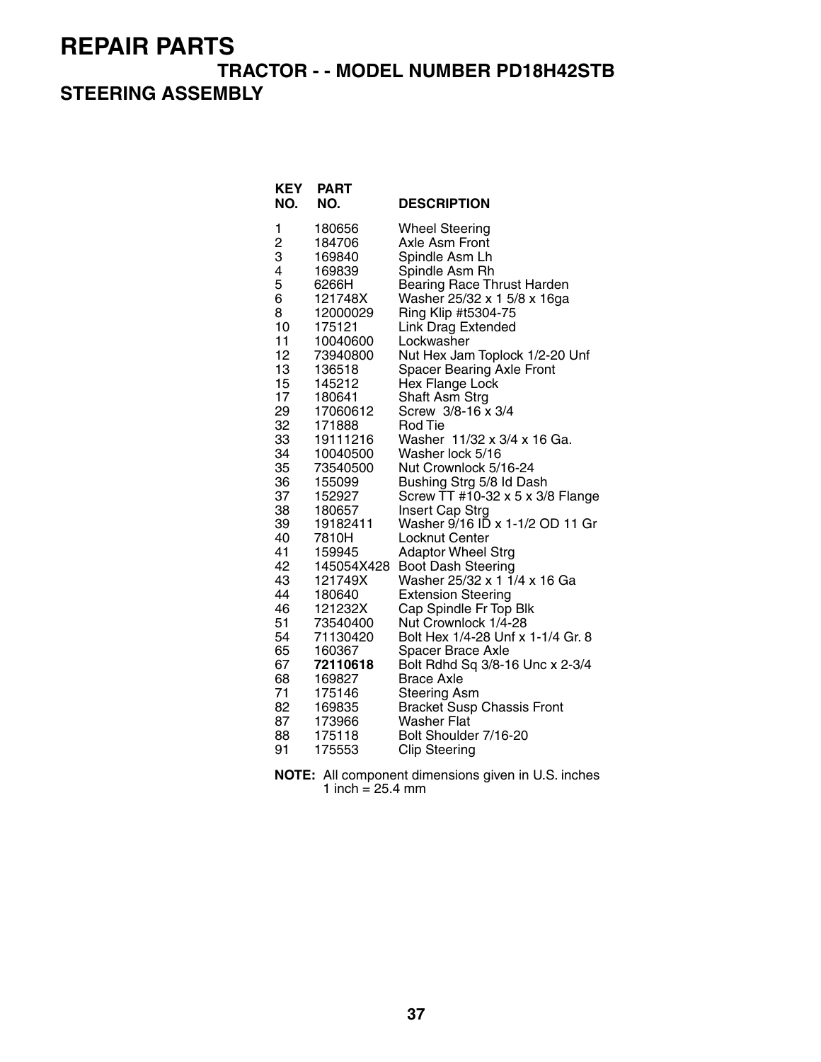# REPAIR PARTS

## TRACTOR - - MODEL NUMBER PD18H42STB

### STEERING ASSEMBLY

| KEY NO. | PART NO. | DESCRIPTION |
|---|---|---|
| 1 | 180656 | Wheel Steering |
| 2 | 184706 | Axle Asm Front |
| 3 | 169840 | Spindle Asm Lh |
| 4 | 169839 | Spindle Asm Rh |
| 5 | 6266H | Bearing Race Thrust Harden |
| 6 | 121748X | Washer 25/32 x 1 5/8 x 16ga |
| 8 | 12000029 | Ring Klip #t5304-75 |
| 10 | 175121 | Link Drag Extended |
| 11 | 10040600 | Lockwasher |
| 12 | 73940800 | Nut Hex Jam Toplock 1/2-20 Unf |
| 13 | 136518 | Spacer Bearing Axle Front |
| 15 | 145212 | Hex Flange Lock |
| 17 | 180641 | Shaft Asm Strg |
| 29 | 17060612 | Screw 3/8-16 x 3/4 |
| 32 | 171888 | Rod Tie |
| 33 | 19111216 | Washer 11/32 x 3/4 x 16 Ga. |
| 34 | 10040500 | Washer lock 5/16 |
| 35 | 73540500 | Nut Crownlock 5/16-24 |
| 36 | 155099 | Bushing Strg 5/8 Id Dash |
| 37 | 152927 | Screw TT #10-32 x 5 x 3/8 Flange |
| 38 | 180657 | Insert Cap Strg |
| 39 | 19182411 | Washer 9/16 ID x 1-1/2 OD 11 Gr |
| 40 | 7810H | Locknut Center |
| 41 | 159945 | Adaptor Wheel Strg |
| 42 | 145054X428 | Boot Dash Steering |
| 43 | 121749X | Washer 25/32 x 1 1/4 x 16 Ga |
| 44 | 180640 | Extension Steering |
| 46 | 121232X | Cap Spindle Fr Top Blk |
| 51 | 73540400 | Nut Crownlock 1/4-28 |
| 54 | 71130420 | Bolt Hex 1/4-28 Unf x 1-1/4 Gr. 8 |
| 65 | 160367 | Spacer Brace Axle |
| 67 | **72110618** | Bolt Rdhd Sq 3/8-16 Unc x 2-3/4 |
| 68 | 169827 | Brace Axle |
| 71 | 175146 | Steering Asm |
| 82 | 169835 | Bracket Susp Chassis Front |
| 87 | 173966 | Washer Flat |
| 88 | 175118 | Bolt Shoulder 7/16-20 |
| 91 | 175553 | Clip Steering |

**NOTE:** All component dimensions given in U.S. inches
1 inch = 25.4 mm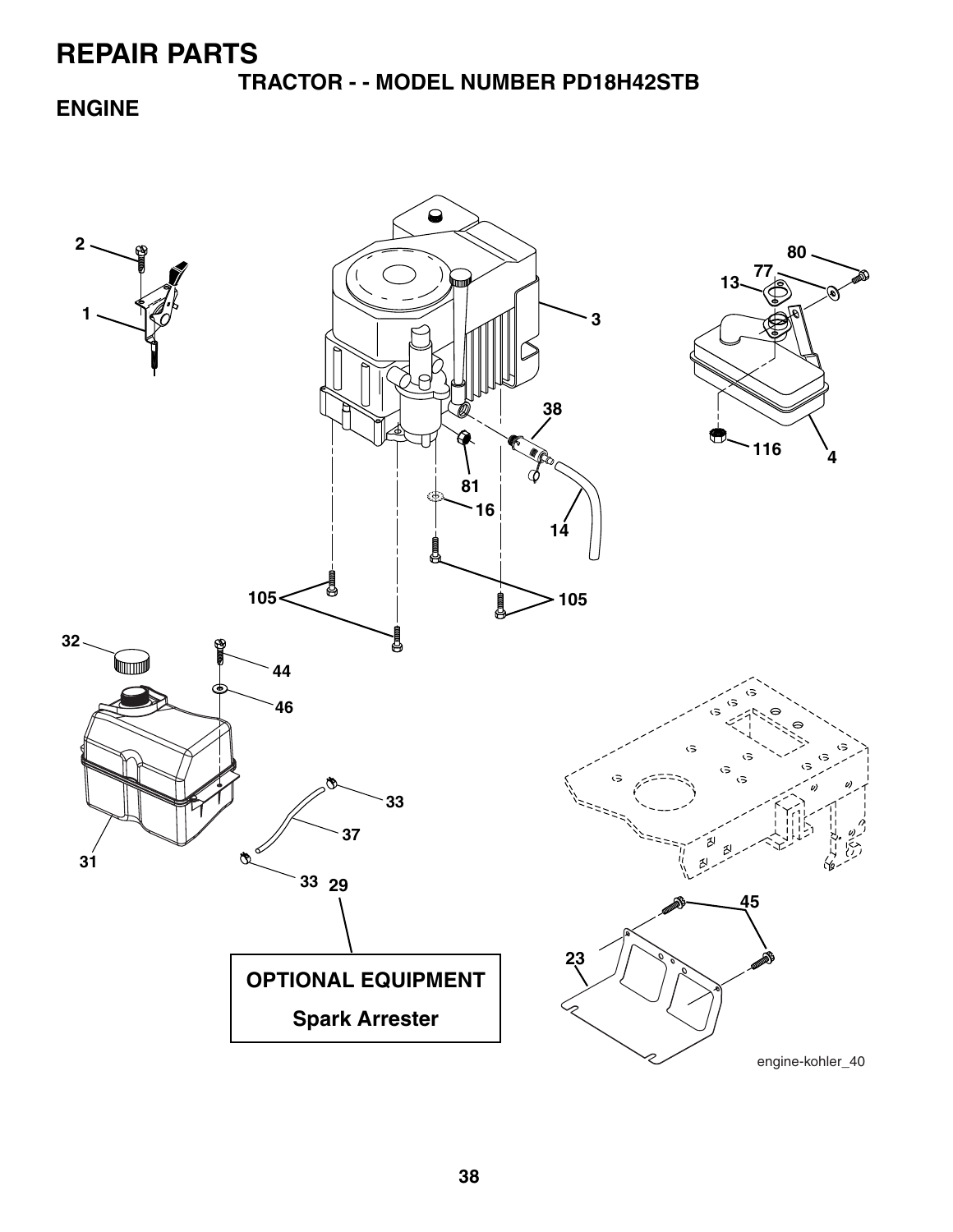# REPAIR PARTS

## TRACTOR - - MODEL NUMBER PD18H42STB

### ENGINE

2
1
3
80
77
13
4
116
38
81
16
14
105
105
32
44
46
33
37
31
33
29
45
23

**OPTIONAL EQUIPMENT**

**Spark Arrester**

engine-kohler_40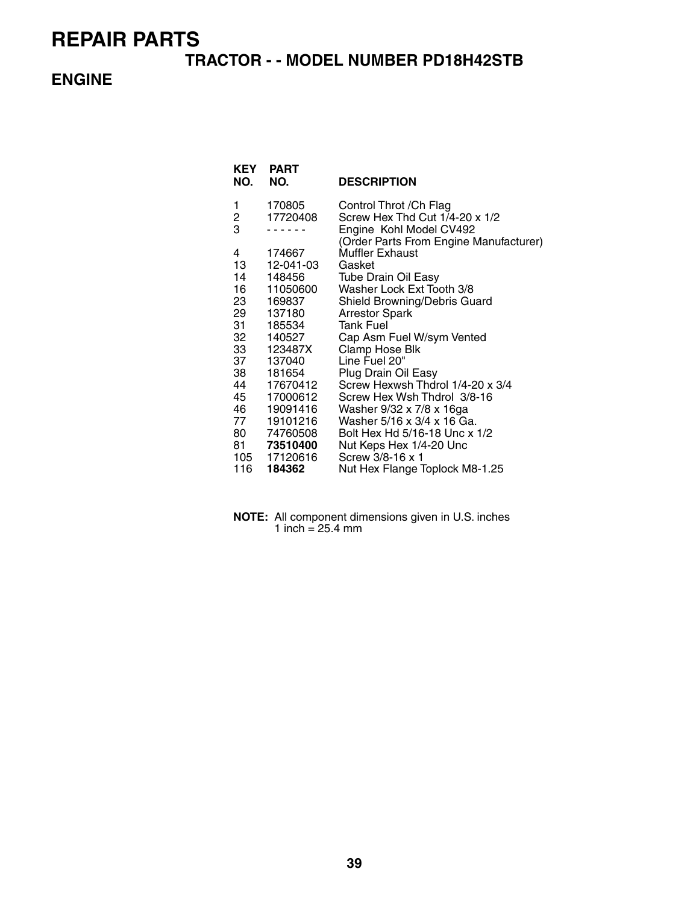# REPAIR PARTS

## TRACTOR - - MODEL NUMBER PD18H42STB

## ENGINE

| KEY NO. | PART NO. | DESCRIPTION |
|---|---|---|
| 1 | 170805 | Control Throt /Ch Flag |
| 2 | 17720408 | Screw Hex Thd Cut 1/4-20 x 1/2 |
| 3 | - - - - - - | Engine Kohl Model CV492 (Order Parts From Engine Manufacturer) |
| 4 | 174667 | Muffler Exhaust |
| 13 | 12-041-03 | Gasket |
| 14 | 148456 | Tube Drain Oil Easy |
| 16 | 11050600 | Washer Lock Ext Tooth 3/8 |
| 23 | 169837 | Shield Browning/Debris Guard |
| 29 | 137180 | Arrestor Spark |
| 31 | 185534 | Tank Fuel |
| 32 | 140527 | Cap Asm Fuel W/sym Vented |
| 33 | 123487X | Clamp Hose Blk |
| 37 | 137040 | Line Fuel 20" |
| 38 | 181654 | Plug Drain Oil Easy |
| 44 | 17670412 | Screw Hexwsh Thdrol 1/4-20 x 3/4 |
| 45 | 17000612 | Screw Hex Wsh Thdrol 3/8-16 |
| 46 | 19091416 | Washer 9/32 x 7/8 x 16ga |
| 77 | 19101216 | Washer 5/16 x 3/4 x 16 Ga. |
| 80 | 74760508 | Bolt Hex Hd 5/16-18 Unc x 1/2 |
| 81 | **73510400** | Nut Keps Hex 1/4-20 Unc |
| 105 | 17120616 | Screw 3/8-16 x 1 |
| 116 | **184362** | Nut Hex Flange Toplock M8-1.25 |

**NOTE:** All component dimensions given in U.S. inches
1 inch = 25.4 mm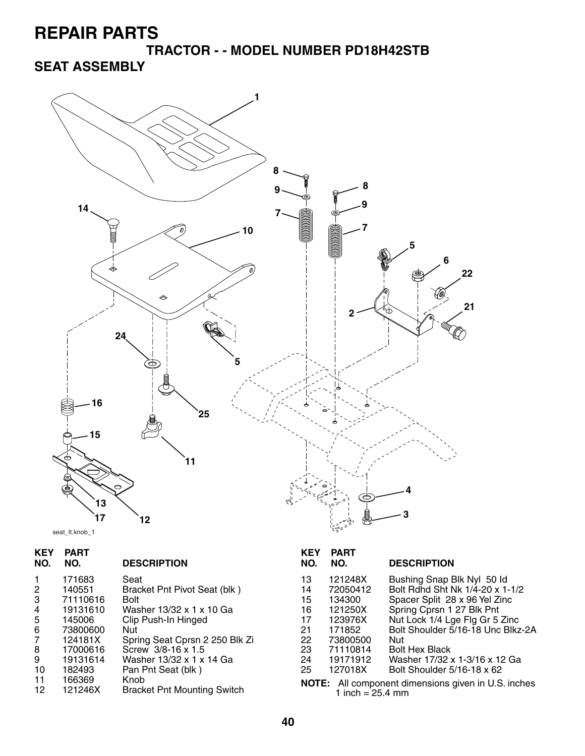# REPAIR PARTS

## TRACTOR - - MODEL NUMBER PD18H42STB

### SEAT ASSEMBLY

seat_lt.knob_1

| KEY NO. | PART NO. | DESCRIPTION |
|---|---|---|
| 1 | 171683 | Seat |
| 2 | 140551 | Bracket Pnt Pivot Seat (blk ) |
| 3 | 71110616 | Bolt |
| 4 | 19131610 | Washer 13/32 x 1 x 10 Ga |
| 5 | 145006 | Clip Push-In Hinged |
| 6 | 73800600 | Nut |
| 7 | 124181X | Spring Seat Cprsn 2 250 Blk Zi |
| 8 | 17000616 | Screw 3/8-16 x 1.5 |
| 9 | 19131614 | Washer 13/32 x 1 x 14 Ga |
| 10 | 182493 | Pan Pnt Seat (blk ) |
| 11 | 166369 | Knob |
| 12 | 121246X | Bracket Pnt Mounting Switch |
| 13 | 121248X | Bushing Snap Blk Nyl 50 Id |
| 14 | 72050412 | Bolt Rdhd Sht Nk 1/4-20 x 1-1/2 |
| 15 | 134300 | Spacer Split 28 x 96 Yel Zinc |
| 16 | 121250X | Spring Cprsn 1 27 Blk Pnt |
| 17 | 123976X | Nut Lock 1/4 Lge Flg Gr 5 Zinc |
| 21 | 171852 | Bolt Shoulder 5/16-18 Unc Blkz-2A |
| 22 | 73800500 | Nut |
| 23 | 71110814 | Bolt Hex Black |
| 24 | 19171912 | Washer 17/32 x 1-3/16 x 12 Ga |
| 25 | 127018X | Bolt Shoulder 5/16-18 x 62 |

**NOTE:** All component dimensions given in U.S. inches
1 inch = 25.4 mm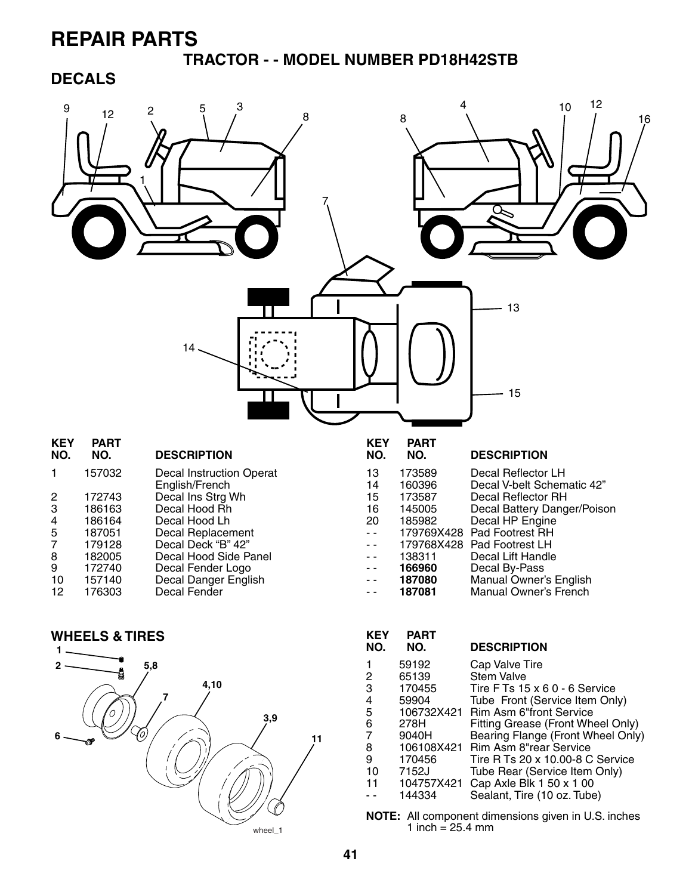# REPAIR PARTS

## TRACTOR - - MODEL NUMBER PD18H42STB

## DECALS

| KEY NO. | PART NO. | DESCRIPTION |
|---|---|---|
| 1 | 157032 | Decal Instruction Operat English/French |
| 2 | 172743 | Decal Ins Strg Wh |
| 3 | 186163 | Decal Hood Rh |
| 4 | 186164 | Decal Hood Lh |
| 5 | 187051 | Decal Replacement |
| 7 | 179128 | Decal Deck "B" 42" |
| 8 | 182005 | Decal Hood Side Panel |
| 9 | 172740 | Decal Fender Logo |
| 10 | 157140 | Decal Danger English |
| 12 | 176303 | Decal Fender |
| 13 | 173589 | Decal Reflector LH |
| 14 | 160396 | Decal V-belt Schematic 42" |
| 15 | 173587 | Decal Reflector RH |
| 16 | 145005 | Decal Battery Danger/Poison |
| 20 | 185982 | Decal HP Engine |
| - - | 179769X428 | Pad Footrest RH |
| - - | 179768X428 | Pad Footrest LH |
| - - | 138311 | Decal Lift Handle |
| - - | **166960** | Decal By-Pass |
| - - | **187080** | Manual Owner's English |
| - - | **187081** | Manual Owner's French |

## WHEELS & TIRES

| KEY NO. | PART NO. | DESCRIPTION |
|---|---|---|
| 1 | 59192 | Cap Valve Tire |
| 2 | 65139 | Stem Valve |
| 3 | 170455 | Tire F Ts 15 x 6 0 - 6 Service |
| 4 | 59904 | Tube Front (Service Item Only) |
| 5 | 106732X421 | Rim Asm 6"front Service |
| 6 | 278H | Fitting Grease (Front Wheel Only) |
| 7 | 9040H | Bearing Flange (Front Wheel Only) |
| 8 | 106108X421 | Rim Asm 8"rear Service |
| 9 | 170456 | Tire R Ts 20 x 10.00-8 C Service |
| 10 | 7152J | Tube Rear (Service Item Only) |
| 11 | 104757X421 | Cap Axle Blk 1 50 x 1 00 |
| - - | 144334 | Sealant, Tire (10 oz. Tube) |

**NOTE:** All component dimensions given in U.S. inches
1 inch = 25.4 mm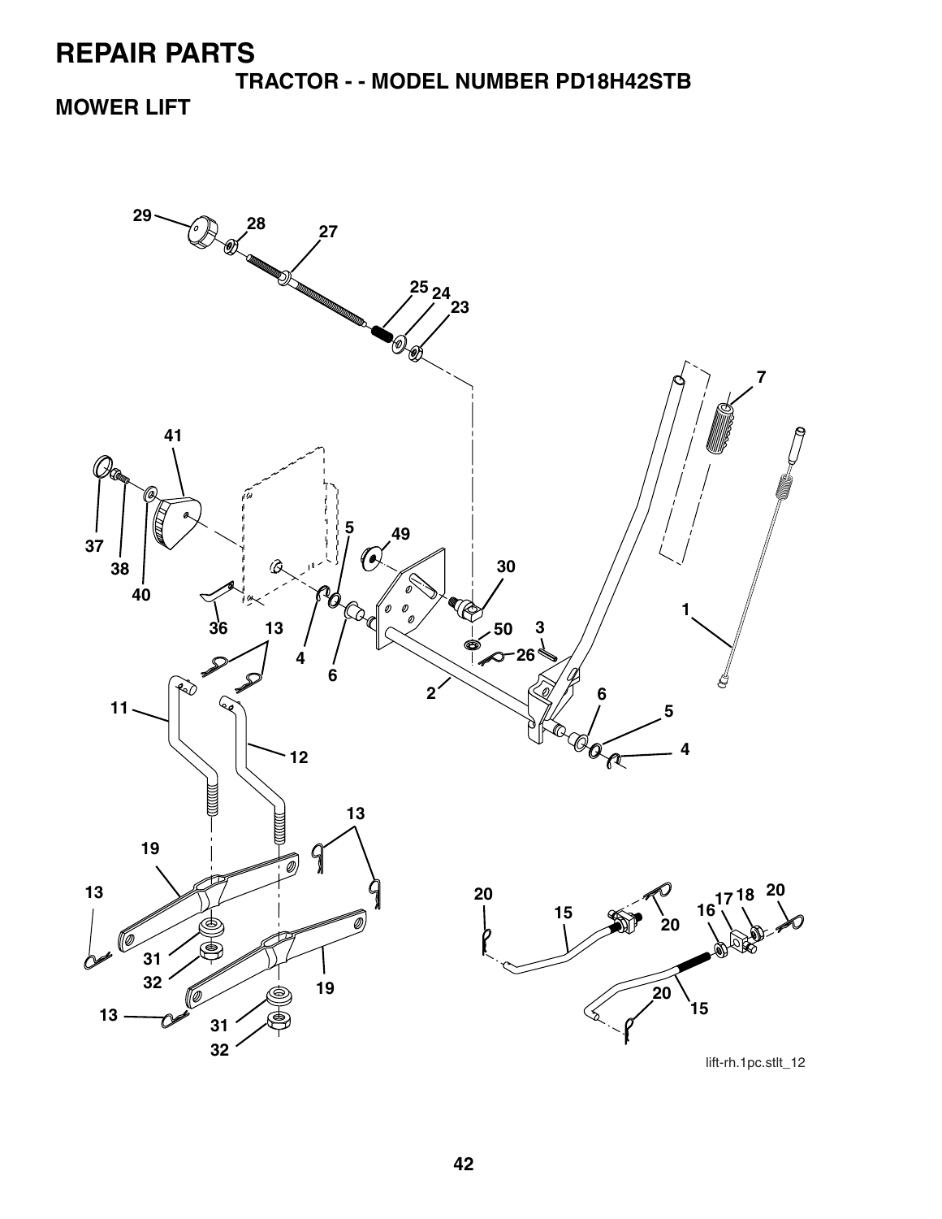# REPAIR PARTS

## TRACTOR - - MODEL NUMBER PD18H42STB

### MOWER LIFT

lift-rh.1pc.stlt_12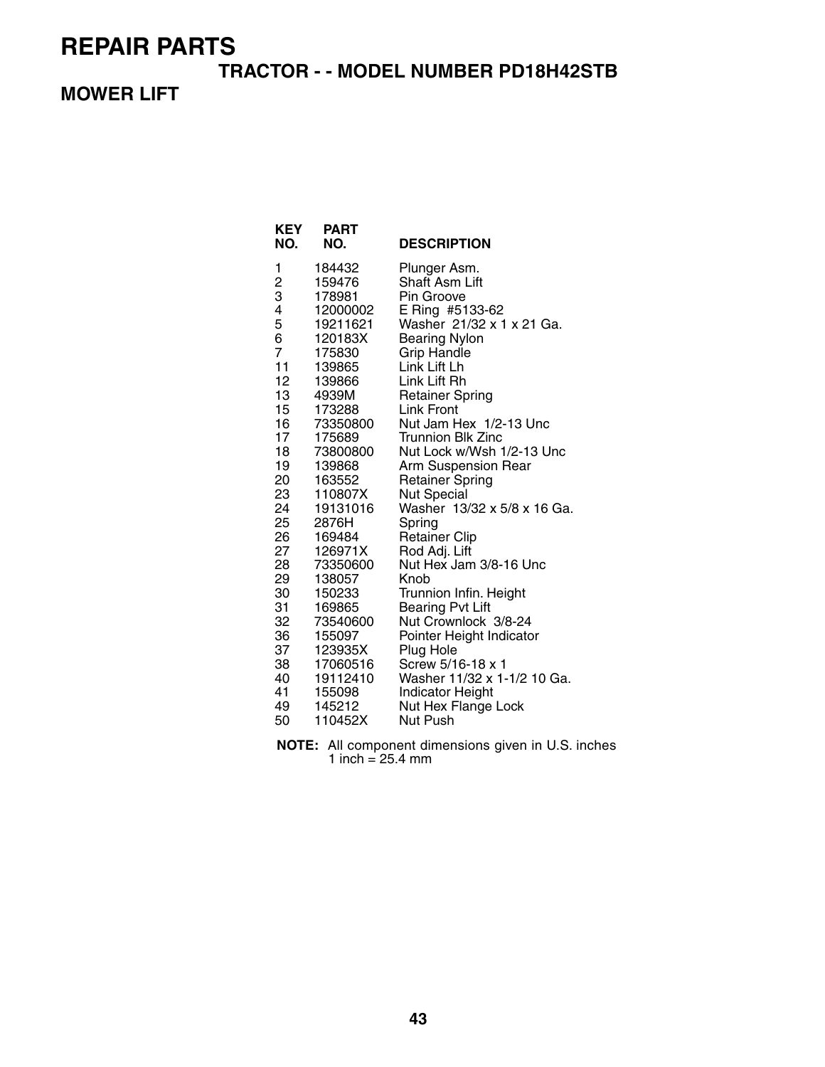# REPAIR PARTS

## TRACTOR - - MODEL NUMBER PD18H42STB

## MOWER LIFT

| KEY NO. | PART NO. | DESCRIPTION |
|---|---|---|
| 1 | 184432 | Plunger Asm. |
| 2 | 159476 | Shaft Asm Lift |
| 3 | 178981 | Pin Groove |
| 4 | 12000002 | E Ring #5133-62 |
| 5 | 19211621 | Washer 21/32 x 1 x 21 Ga. |
| 6 | 120183X | Bearing Nylon |
| 7 | 175830 | Grip Handle |
| 11 | 139865 | Link Lift Lh |
| 12 | 139866 | Link Lift Rh |
| 13 | 4939M | Retainer Spring |
| 15 | 173288 | Link Front |
| 16 | 73350800 | Nut Jam Hex 1/2-13 Unc |
| 17 | 175689 | Trunnion Blk Zinc |
| 18 | 73800800 | Nut Lock w/Wsh 1/2-13 Unc |
| 19 | 139868 | Arm Suspension Rear |
| 20 | 163552 | Retainer Spring |
| 23 | 110807X | Nut Special |
| 24 | 19131016 | Washer 13/32 x 5/8 x 16 Ga. |
| 25 | 2876H | Spring |
| 26 | 169484 | Retainer Clip |
| 27 | 126971X | Rod Adj. Lift |
| 28 | 73350600 | Nut Hex Jam 3/8-16 Unc |
| 29 | 138057 | Knob |
| 30 | 150233 | Trunnion Infin. Height |
| 31 | 169865 | Bearing Pvt Lift |
| 32 | 73540600 | Nut Crownlock 3/8-24 |
| 36 | 155097 | Pointer Height Indicator |
| 37 | 123935X | Plug Hole |
| 38 | 17060516 | Screw 5/16-18 x 1 |
| 40 | 19112410 | Washer 11/32 x 1-1/2 10 Ga. |
| 41 | 155098 | Indicator Height |
| 49 | 145212 | Nut Hex Flange Lock |
| 50 | 110452X | Nut Push |

**NOTE:** All component dimensions given in U.S. inches
1 inch = 25.4 mm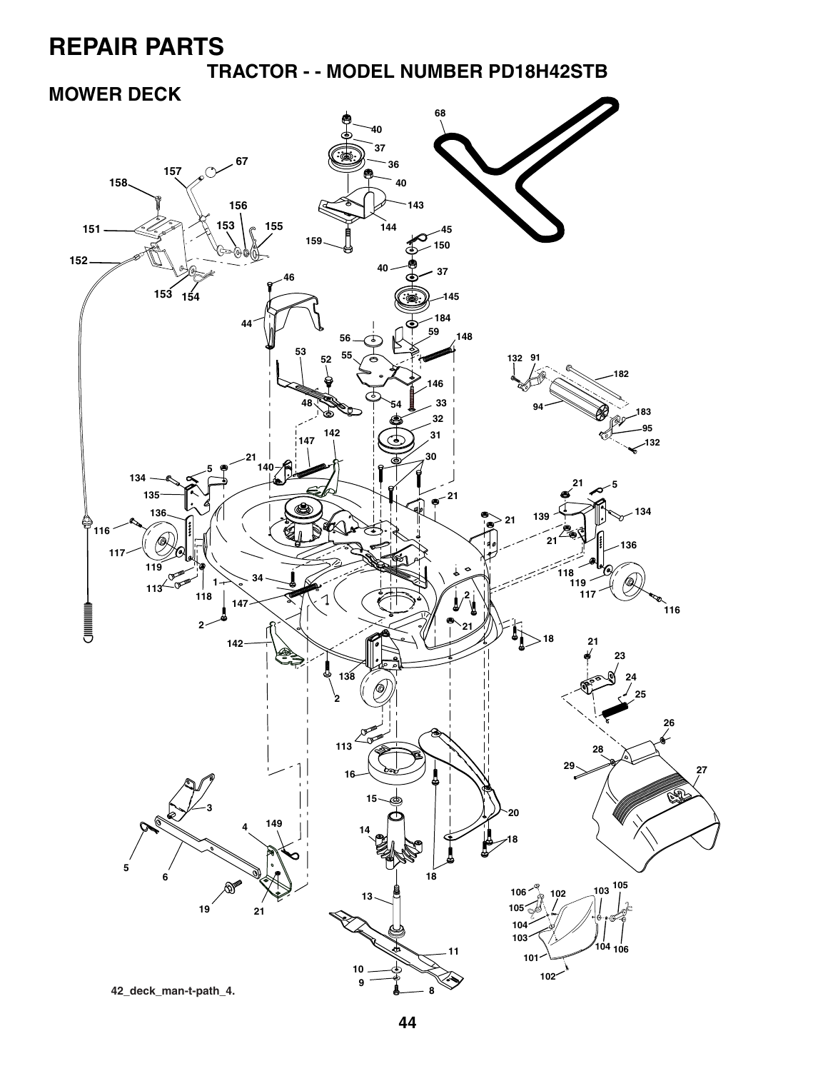# REPAIR PARTS

## TRACTOR - - MODEL NUMBER PD18H42STB

## MOWER DECK

42_deck_man-t-path_4.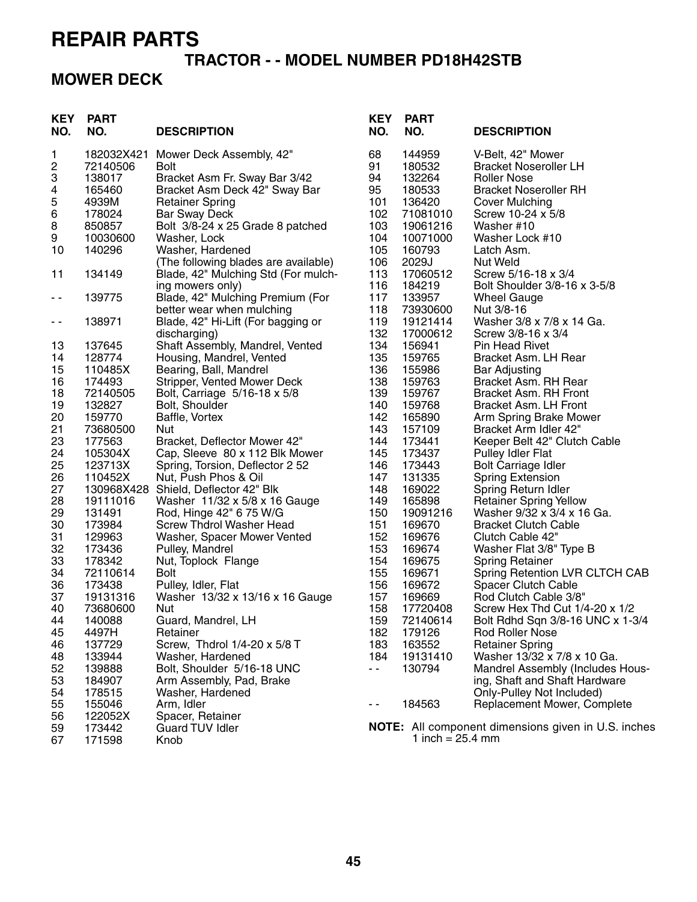# REPAIR PARTS

## TRACTOR - - MODEL NUMBER PD18H42STB

## MOWER DECK

| KEY NO. | PART NO. | DESCRIPTION |
|---|---|---|
| 1 | 182032X421 | Mower Deck Assembly, 42" |
| 2 | 72140506 | Bolt |
| 3 | 138017 | Bracket Asm Fr. Sway Bar 3/42 |
| 4 | 165460 | Bracket Asm Deck 42" Sway Bar |
| 5 | 4939M | Retainer Spring |
| 6 | 178024 | Bar Sway Deck |
| 8 | 850857 | Bolt 3/8-24 x 25 Grade 8 patched |
| 9 | 10030600 | Washer, Lock |
| 10 | 140296 | Washer, Hardened |
| | | (The following blades are available) |
| 11 | 134149 | Blade, 42" Mulching Std (For mulching mowers only) |
| - - | 139775 | Blade, 42" Mulching Premium (For better wear when mulching |
| - - | 138971 | Blade, 42" Hi-Lift (For bagging or discharging) |
| 13 | 137645 | Shaft Assembly, Mandrel, Vented |
| 14 | 128774 | Housing, Mandrel, Vented |
| 15 | 110485X | Bearing, Ball, Mandrel |
| 16 | 174493 | Stripper, Vented Mower Deck |
| 18 | 72140505 | Bolt, Carriage 5/16-18 x 5/8 |
| 19 | 132827 | Bolt, Shoulder |
| 20 | 159770 | Baffle, Vortex |
| 21 | 73680500 | Nut |
| 23 | 177563 | Bracket, Deflector Mower 42" |
| 24 | 105304X | Cap, Sleeve 80 x 112 Blk Mower |
| 25 | 123713X | Spring, Torsion, Deflector 2 52 |
| 26 | 110452X | Nut, Push Phos & Oil |
| 27 | 130968X428 | Shield, Deflector 42" Blk |
| 28 | 19111016 | Washer 11/32 x 5/8 x 16 Gauge |
| 29 | 131491 | Rod, Hinge 42" 6 75 W/G |
| 30 | 173984 | Screw Thdrol Washer Head |
| 31 | 129963 | Washer, Spacer Mower Vented |
| 32 | 173436 | Pulley, Mandrel |
| 33 | 178342 | Nut, Toplock Flange |
| 34 | 72110614 | Bolt |
| 36 | 173438 | Pulley, Idler, Flat |
| 37 | 19131316 | Washer 13/32 x 13/16 x 16 Gauge |
| 40 | 73680600 | Nut |
| 44 | 140088 | Guard, Mandrel, LH |
| 45 | 4497H | Retainer |
| 46 | 137729 | Screw, Thdrol 1/4-20 x 5/8 T |
| 48 | 133944 | Washer, Hardened |
| 52 | 139888 | Bolt, Shoulder 5/16-18 UNC |
| 53 | 184907 | Arm Assembly, Pad, Brake |
| 54 | 178515 | Washer, Hardened |
| 55 | 155046 | Arm, Idler |
| 56 | 122052X | Spacer, Retainer |
| 59 | 173442 | Guard TUV Idler |
| 67 | 171598 | Knob |
| 68 | 144959 | V-Belt, 42" Mower |
| 91 | 180532 | Bracket Noseroller LH |
| 94 | 132264 | Roller Nose |
| 95 | 180533 | Bracket Noseroller RH |
| 101 | 136420 | Cover Mulching |
| 102 | 71081010 | Screw 10-24 x 5/8 |
| 103 | 19061216 | Washer #10 |
| 104 | 10071000 | Washer Lock #10 |
| 105 | 160793 | Latch Asm. |
| 106 | 2029J | Nut Weld |
| 113 | 17060512 | Screw 5/16-18 x 3/4 |
| 116 | 184219 | Bolt Shoulder 3/8-16 x 3-5/8 |
| 117 | 133957 | Wheel Gauge |
| 118 | 73930600 | Nut 3/8-16 |
| 119 | 19121414 | Washer 3/8 x 7/8 x 14 Ga. |
| 132 | 17000612 | Screw 3/8-16 x 3/4 |
| 134 | 156941 | Pin Head Rivet |
| 135 | 159765 | Bracket Asm. LH Rear |
| 136 | 155986 | Bar Adjusting |
| 138 | 159763 | Bracket Asm. RH Rear |
| 139 | 159767 | Bracket Asm. RH Front |
| 140 | 159768 | Bracket Asm. LH Front |
| 142 | 165890 | Arm Spring Brake Mower |
| 143 | 157109 | Bracket Arm Idler 42" |
| 144 | 173441 | Keeper Belt 42" Clutch Cable |
| 145 | 173437 | Pulley Idler Flat |
| 146 | 173443 | Bolt Carriage Idler |
| 147 | 131335 | Spring Extension |
| 148 | 169022 | Spring Return Idler |
| 149 | 165898 | Retainer Spring Yellow |
| 150 | 19091216 | Washer 9/32 x 3/4 x 16 Ga. |
| 151 | 169670 | Bracket Clutch Cable |
| 152 | 169676 | Clutch Cable 42" |
| 153 | 169674 | Washer Flat 3/8" Type B |
| 154 | 169675 | Spring Retainer |
| 155 | 169671 | Spring Retention LVR CLTCH CAB |
| 156 | 169672 | Spacer Clutch Cable |
| 157 | 169669 | Rod Clutch Cable 3/8" |
| 158 | 17720408 | Screw Hex Thd Cut 1/4-20 x 1/2 |
| 159 | 72140614 | Bolt Rdhd Sqn 3/8-16 UNC x 1-3/4 |
| 182 | 179126 | Rod Roller Nose |
| 183 | 163552 | Retainer Spring |
| 184 | 19131410 | Washer 13/32 x 7/8 x 10 Ga. |
| - - | 130794 | Mandrel Assembly (Includes Housing, Shaft and Shaft Hardware Only-Pulley Not Included) |
| - - | 184563 | Replacement Mower, Complete |

**NOTE:** All component dimensions given in U.S. inches
1 inch = 25.4 mm